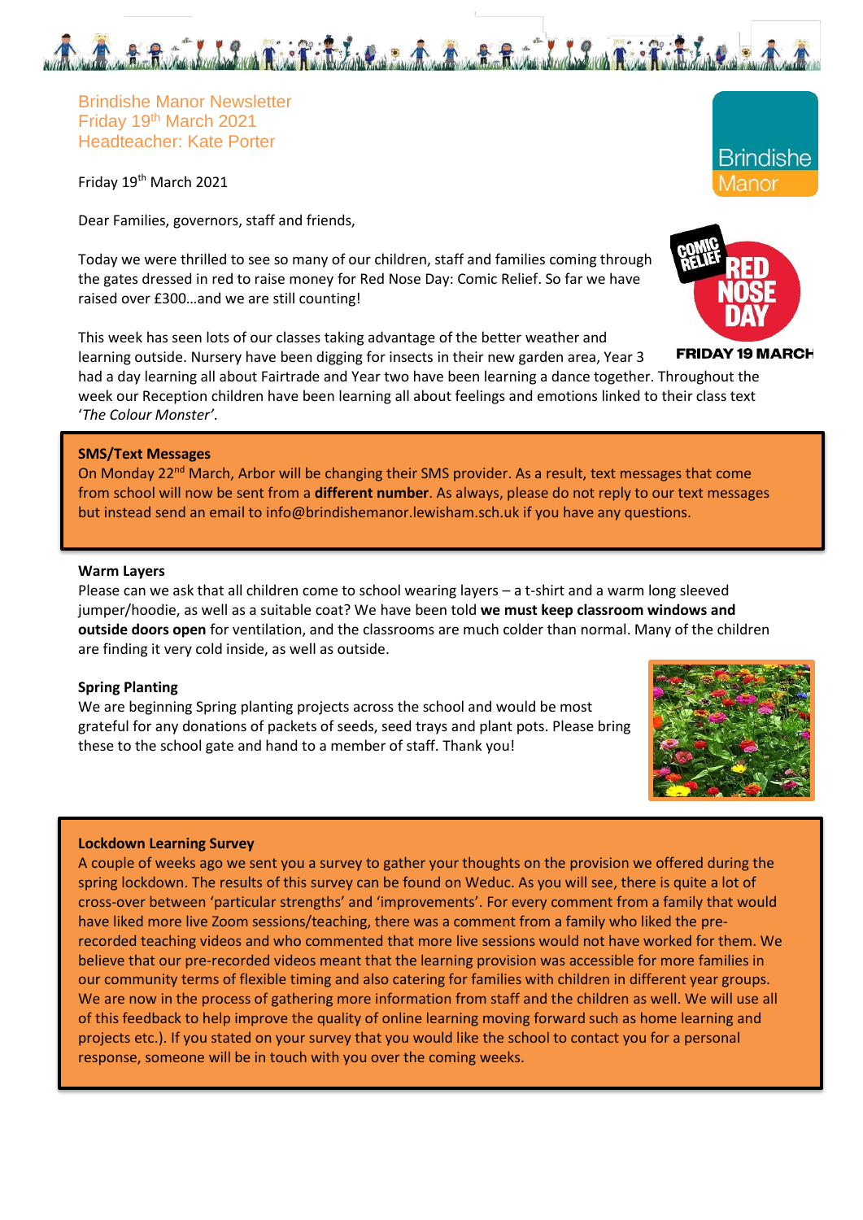Brindishe Manor Newsletter
Friday 19th March 2021
Headteacher: Kate Porter

Friday 19th March 2021

Dear Families, governors, staff and friends,

Today we were thrilled to see so many of our children, staff and families coming through the gates dressed in red to raise money for Red Nose Day: Comic Relief. So far we have raised over £300…and we are still counting!

This week has seen lots of our classes taking advantage of the better weather and learning outside. Nursery have been digging for insects in their new garden area, Year 3 had a day learning all about Fairtrade and Year two have been learning a dance together. Throughout the week our Reception children have been learning all about feelings and emotions linked to their class text '*The Colour Monster*'.

**SMS/Text Messages**

On Monday 22nd March, Arbor will be changing their SMS provider. As a result, text messages that come from school will now be sent from a **different number**. As always, please do not reply to our text messages but instead send an email to info@brindishemanor.lewisham.sch.uk if you have any questions.

**Warm Layers**

Please can we ask that all children come to school wearing layers – a t-shirt and a warm long sleeved jumper/hoodie, as well as a suitable coat? We have been told **we must keep classroom windows and outside doors open** for ventilation, and the classrooms are much colder than normal. Many of the children are finding it very cold inside, as well as outside.

**Spring Planting**

We are beginning Spring planting projects across the school and would be most grateful for any donations of packets of seeds, seed trays and plant pots. Please bring these to the school gate and hand to a member of staff. Thank you!

**Lockdown Learning Survey**

A couple of weeks ago we sent you a survey to gather your thoughts on the provision we offered during the spring lockdown. The results of this survey can be found on Weduc. As you will see, there is quite a lot of cross-over between 'particular strengths' and 'improvements'. For every comment from a family that would have liked more live Zoom sessions/teaching, there was a comment from a family who liked the pre-recorded teaching videos and who commented that more live sessions would not have worked for them. We believe that our pre-recorded videos meant that the learning provision was accessible for more families in our community terms of flexible timing and also catering for families with children in different year groups. We are now in the process of gathering more information from staff and the children as well. We will use all of this feedback to help improve the quality of online learning moving forward such as home learning and projects etc.). If you stated on your survey that you would like the school to contact you for a personal response, someone will be in touch with you over the coming weeks.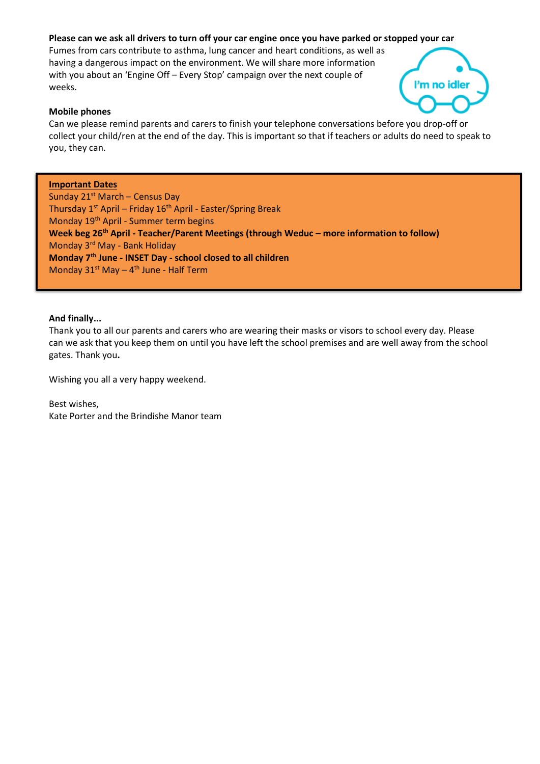**Please can we ask all drivers to turn off your car engine once you have parked or stopped your car**

Fumes from cars contribute to asthma, lung cancer and heart conditions, as well as having a dangerous impact on the environment. We will share more information with you about an 'Engine Off – Every Stop' campaign over the next couple of weeks.

**Mobile phones**

Can we please remind parents and carers to finish your telephone conversations before you drop-off or collect your child/ren at the end of the day. This is important so that if teachers or adults do need to speak to you, they can.

**Important Dates**

Sunday 21st March – Census Day
Thursday 1st April – Friday 16th April - Easter/Spring Break
Monday 19th April - Summer term begins
**Week beg 26th April - Teacher/Parent Meetings (through Weduc – more information to follow)**
Monday 3rd May - Bank Holiday
**Monday 7th June - INSET Day - school closed to all children**
Monday 31st May – 4th June - Half Term

**And finally...**

Thank you to all our parents and carers who are wearing their masks or visors to school every day. Please can we ask that you keep them on until you have left the school premises and are well away from the school gates. Thank you.

Wishing you all a very happy weekend.

Best wishes,
Kate Porter and the Brindishe Manor team